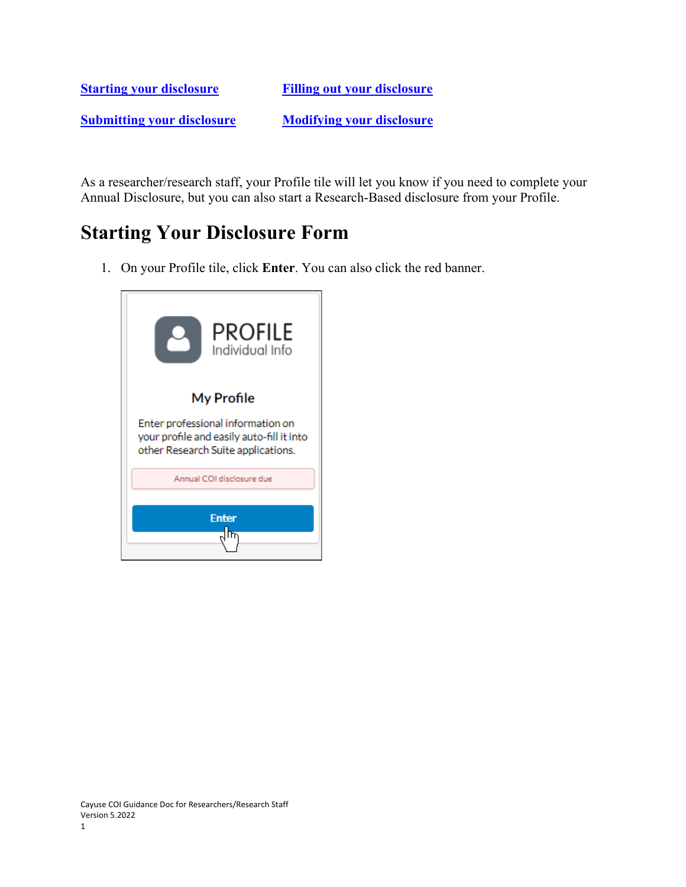[Starting your disclosure](#) [Filling out your disclosure](#)

[Submitting your disclosure](#) [Modifying your disclosure](#)

As a researcher/research staff, your Profile tile will let you know if you need to complete your Annual Disclosure, but you can also start a Research-Based disclosure from your Profile.

# Starting Your Disclosure Form

1. On your Profile tile, click **Enter**. You can also click the red banner.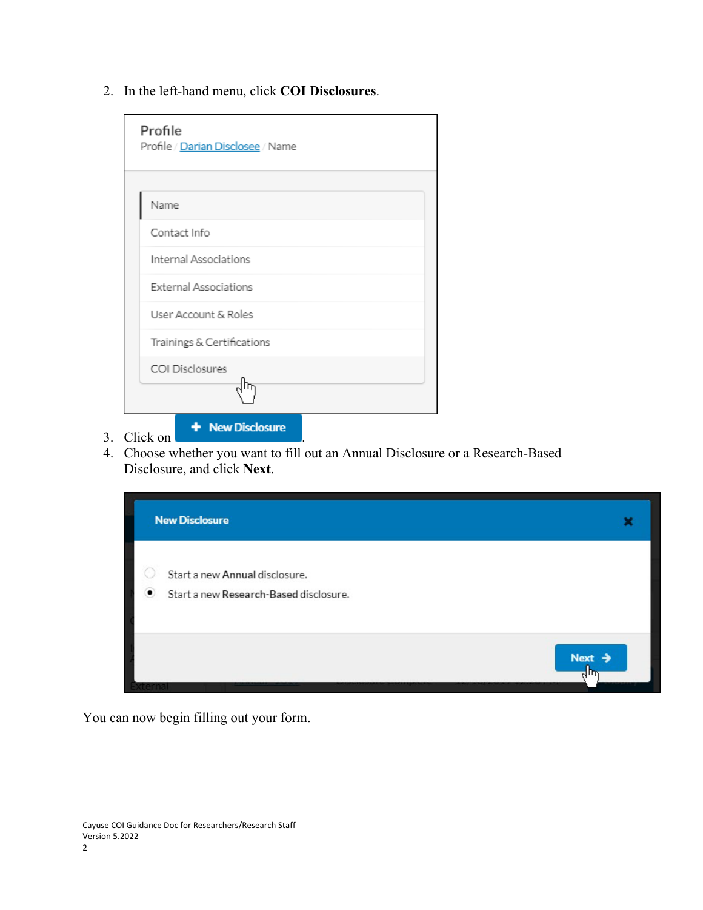2. In the left-hand menu, click **COI Disclosures**.

3. Click on **+ New Disclosure**.
4. Choose whether you want to fill out an Annual Disclosure or a Research-Based Disclosure, and click **Next**.

You can now begin filling out your form.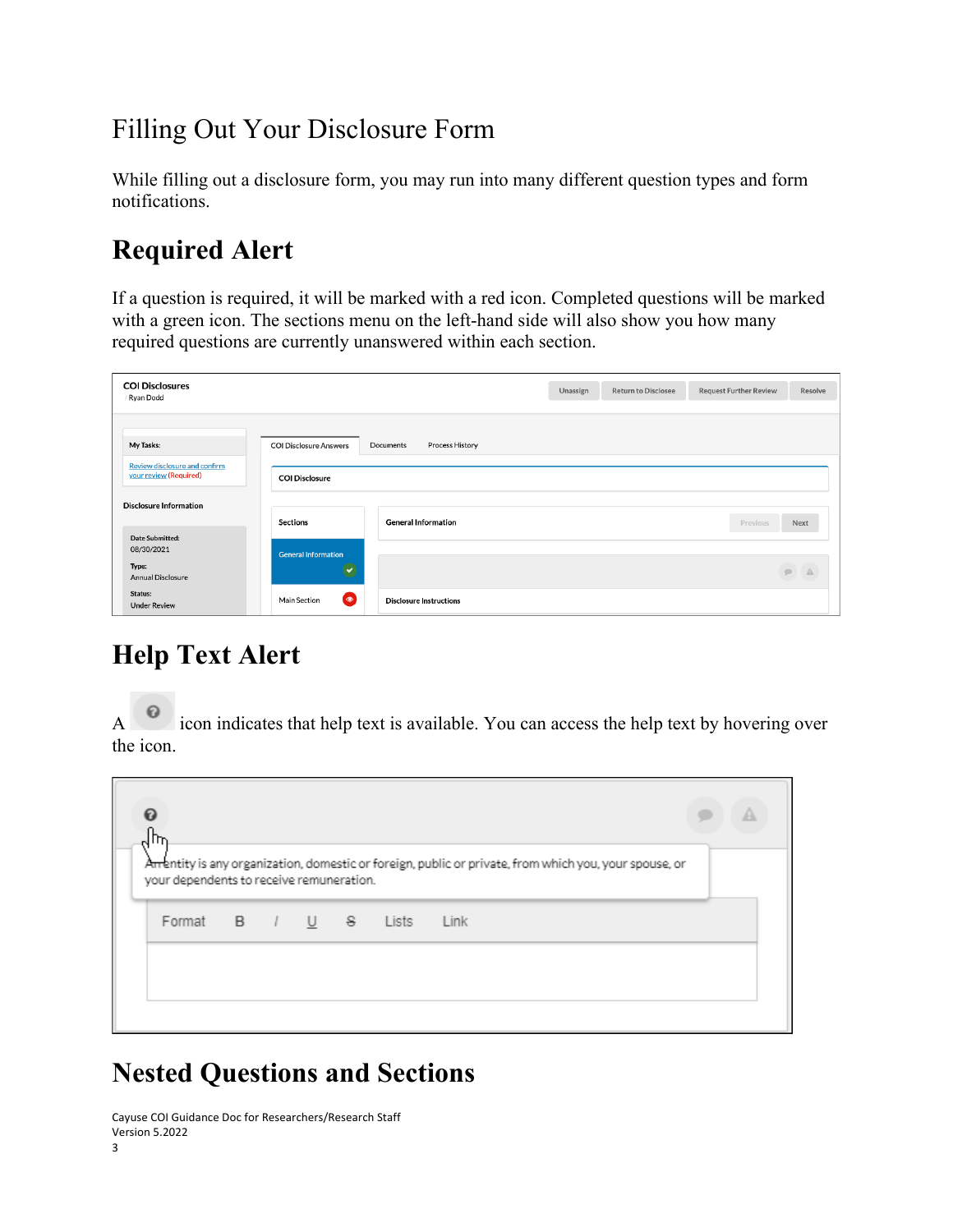# Filling Out Your Disclosure Form

While filling out a disclosure form, you may run into many different question types and form notifications.

## Required Alert

If a question is required, it will be marked with a red icon. Completed questions will be marked with a green icon. The sections menu on the left-hand side will also show you how many required questions are currently unanswered within each section.

## Help Text Alert

A icon indicates that help text is available. You can access the help text by hovering over the icon.

## Nested Questions and Sections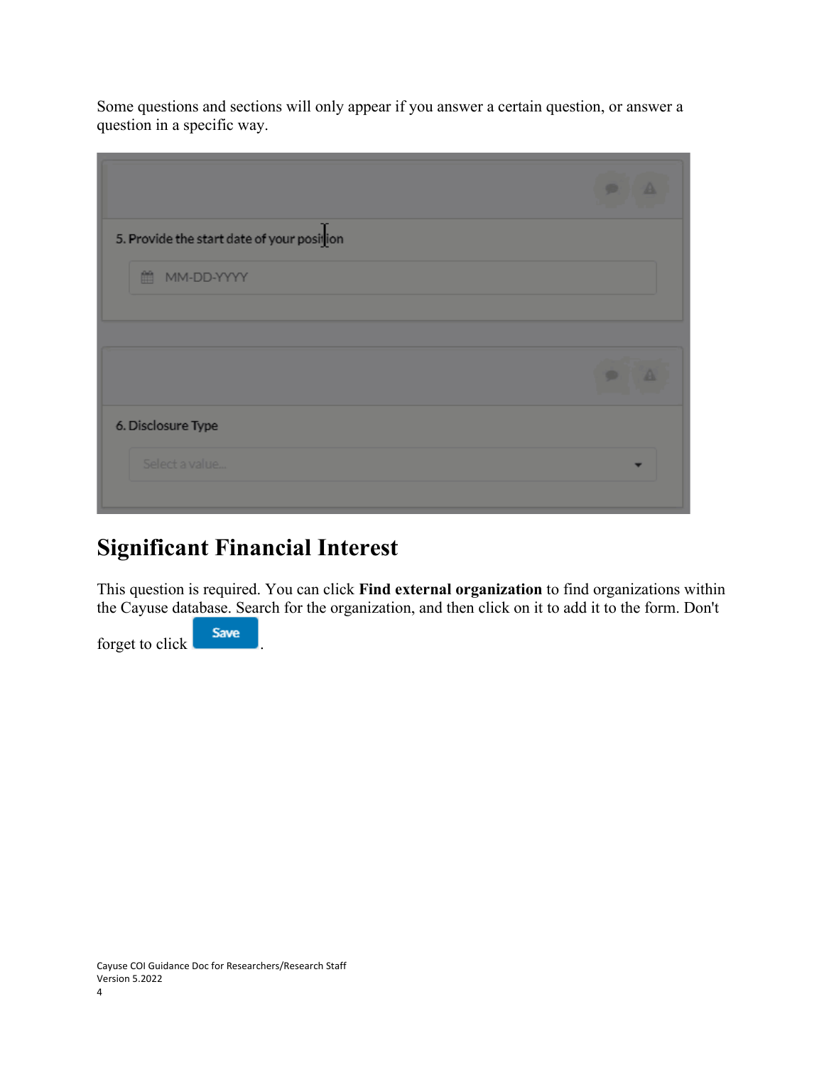Some questions and sections will only appear if you answer a certain question, or answer a question in a specific way.

## Significant Financial Interest

This question is required. You can click **Find external organization** to find organizations within the Cayuse database. Search for the organization, and then click on it to add it to the form. Don't forget to click **Save**.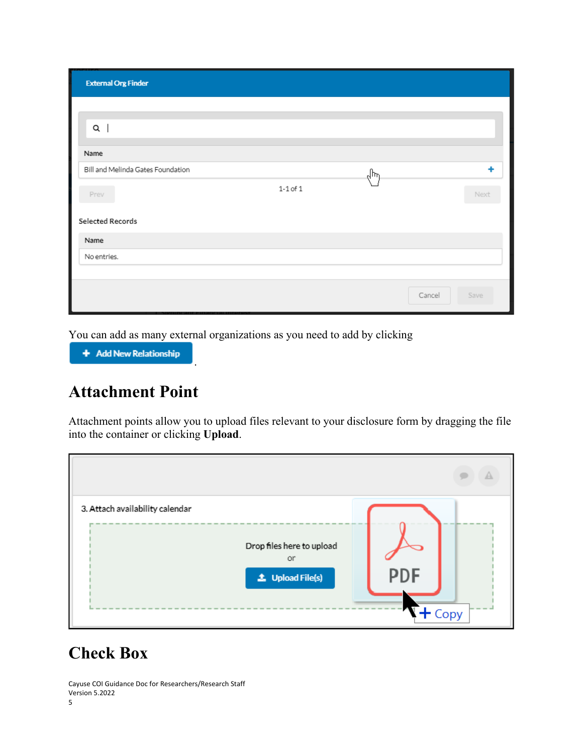You can add as many external organizations as you need to add by clicking **+ Add New Relationship**.

## Attachment Point

Attachment points allow you to upload files relevant to your disclosure form by dragging the file into the container or clicking **Upload**.

## Check Box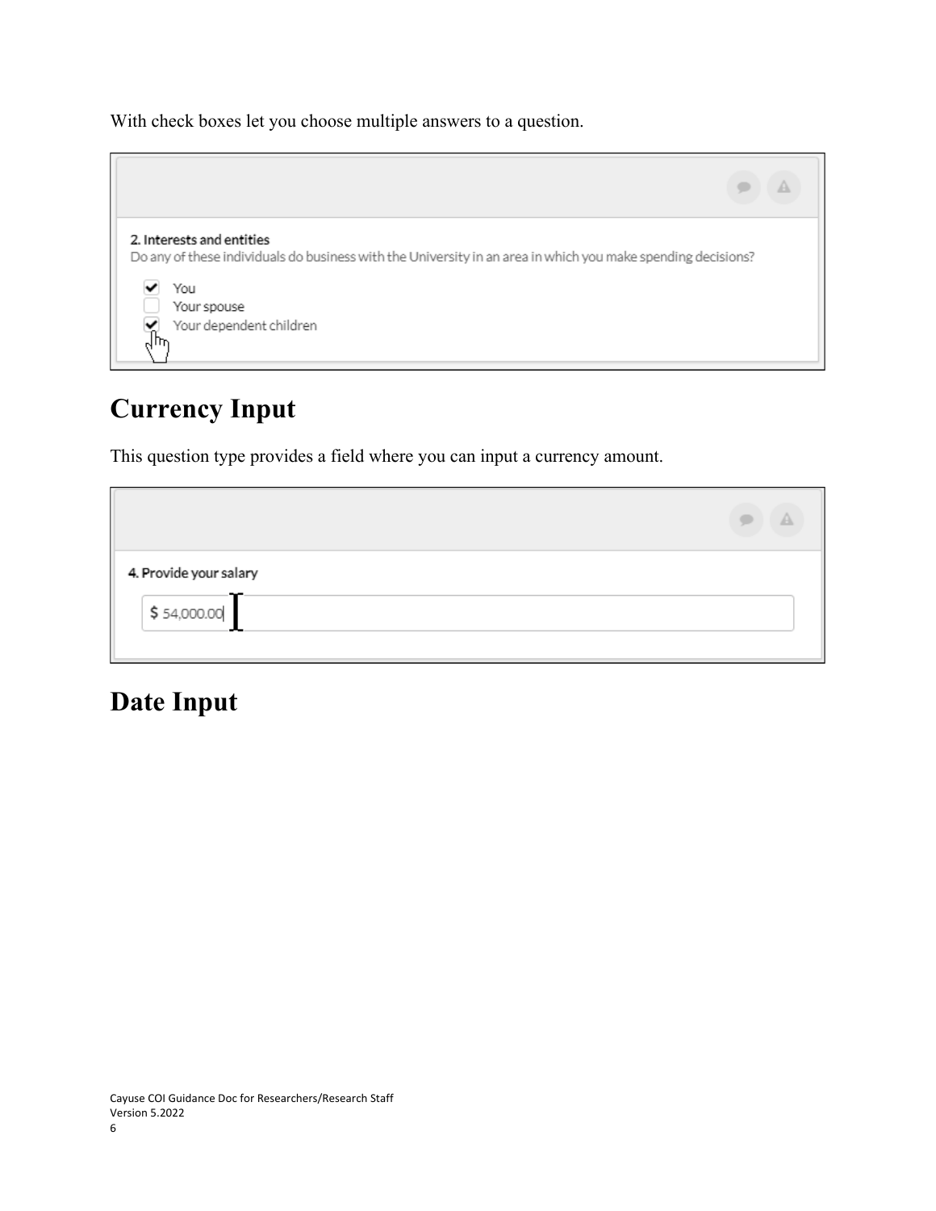With check boxes let you choose multiple answers to a question.

2. Interests and entities

Do any of these individuals do business with the University in an area in which you make spending decisions?

- [x] You
- [ ] Your spouse
- [x] Your dependent children

## Currency Input

This question type provides a field where you can input a currency amount.

4. Provide your salary

$ 54,000.00

## Date Input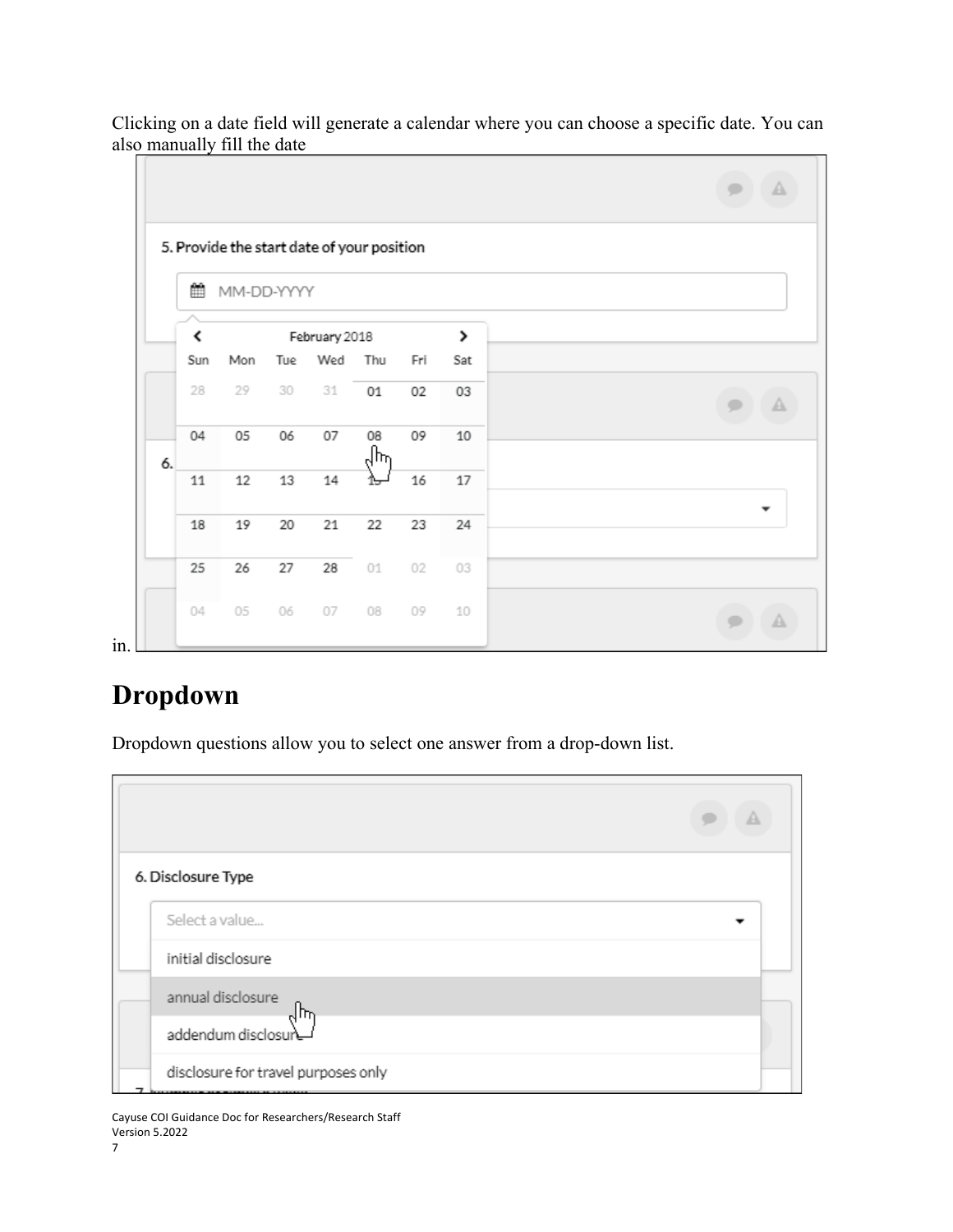Clicking on a date field will generate a calendar where you can choose a specific date. You can also manually fill the date in.

## Dropdown

Dropdown questions allow you to select one answer from a drop-down list.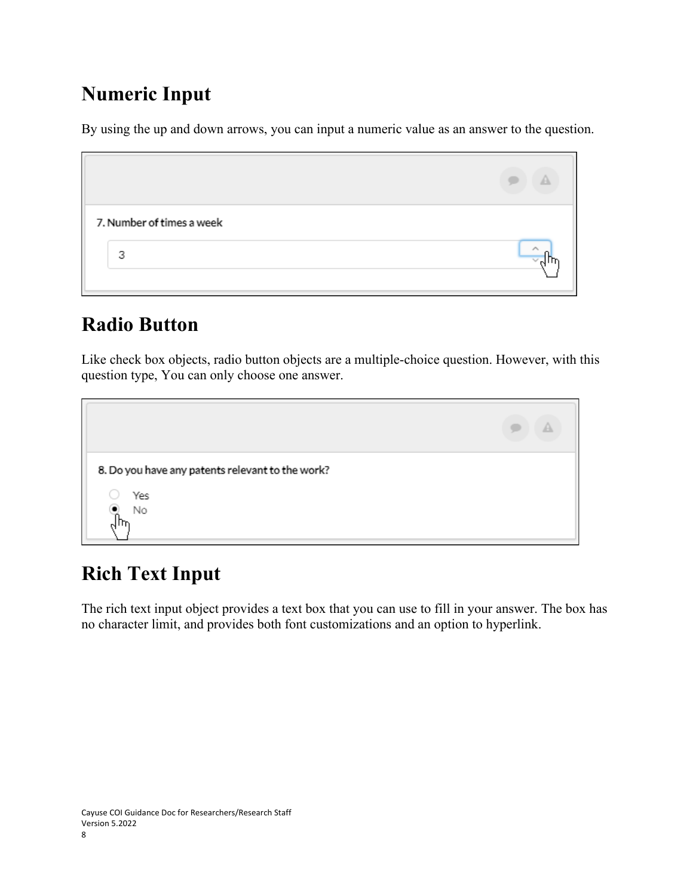# Numeric Input

By using the up and down arrows, you can input a numeric value as an answer to the question.

# Radio Button

Like check box objects, radio button objects are a multiple-choice question. However, with this question type, You can only choose one answer.

# Rich Text Input

The rich text input object provides a text box that you can use to fill in your answer. The box has no character limit, and provides both font customizations and an option to hyperlink.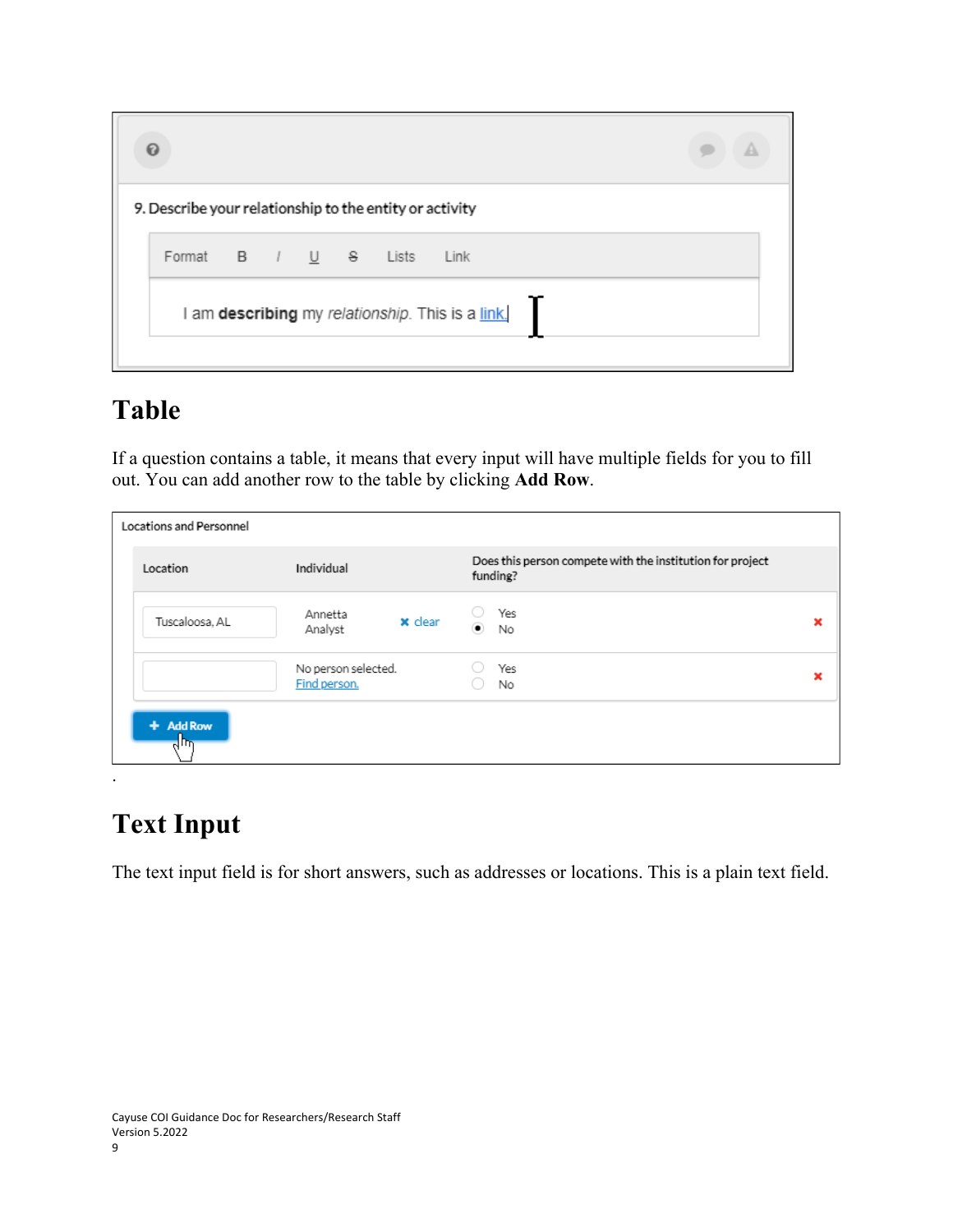9. Describe your relationship to the entity or activity

Format B I U S Lists Link

I am **describing** my *relationship*. This is a link

## Table

If a question contains a table, it means that every input will have multiple fields for you to fill out. You can add another row to the table by clicking **Add Row**.

Locations and Personnel

| Location | Individual | Does this person compete with the institution for project funding? |
|---|---|---|
| Tuscaloosa, AL | Annetta Analyst ✖ clear | ○ Yes ● No |
| | No person selected. Find person. | ○ Yes ○ No |

+ Add Row

.

## Text Input

The text input field is for short answers, such as addresses or locations. This is a plain text field.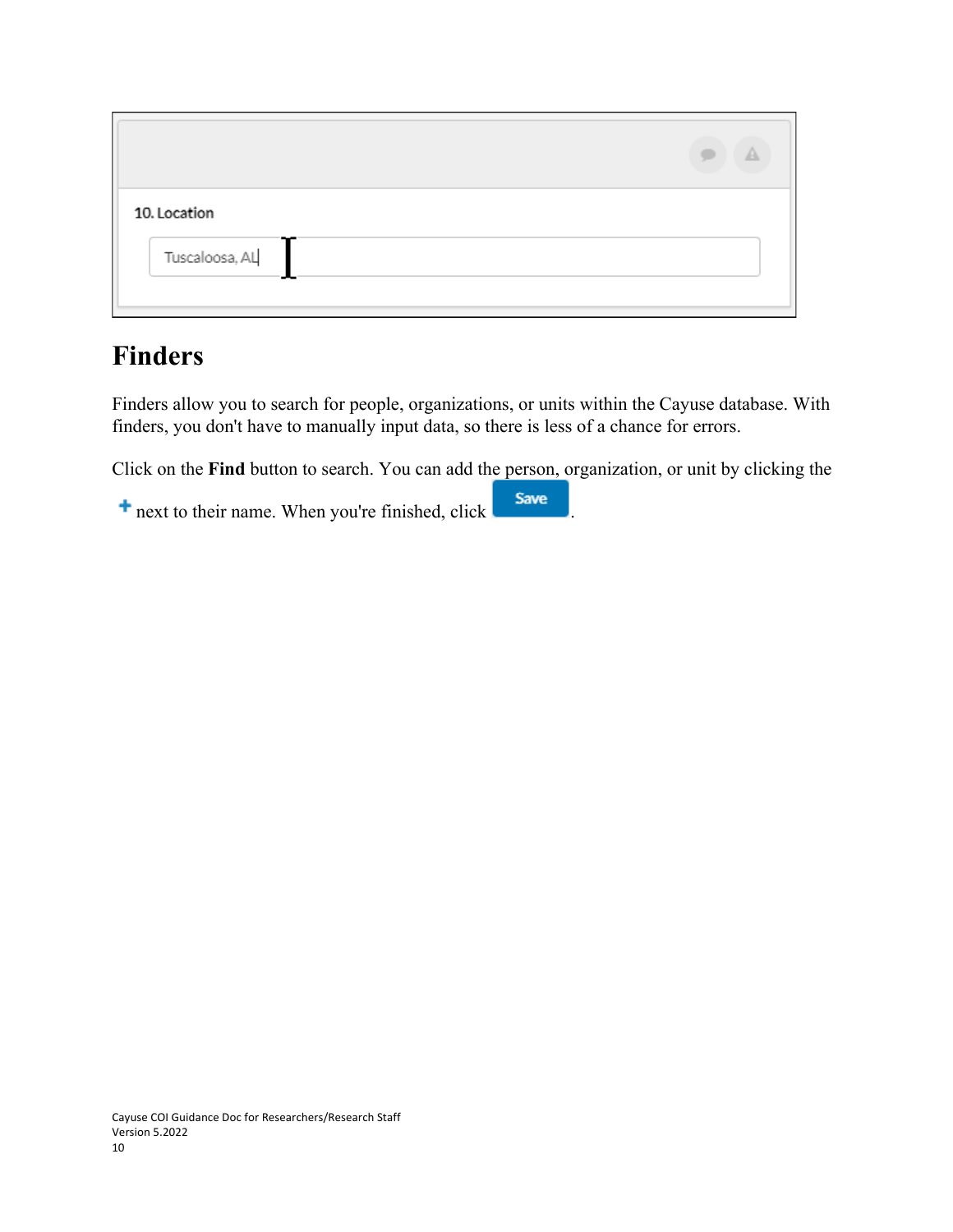10. Location

Tuscaloosa, AL

# Finders

Finders allow you to search for people, organizations, or units within the Cayuse database. With finders, you don't have to manually input data, so there is less of a chance for errors.

Click on the **Find** button to search. You can add the person, organization, or unit by clicking the + next to their name. When you're finished, click Save.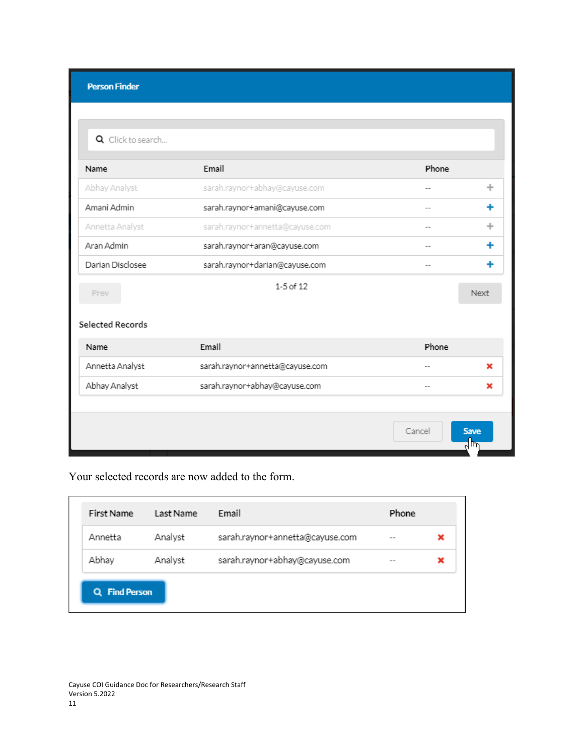**Person Finder**

Click to search...

| Name | Email | Phone | |
|---|---|---|---|
| Abhay Analyst | sarah.raynor+abhay@cayuse.com | -- | + |
| Amani Admin | sarah.raynor+amani@cayuse.com | -- | + |
| Annetta Analyst | sarah.raynor+annetta@cayuse.com | -- | + |
| Aran Admin | sarah.raynor+aran@cayuse.com | -- | + |
| Darian Disclosee | sarah.raynor+darian@cayuse.com | -- | + |

Prev 1-5 of 12 Next

Selected Records

| Name | Email | Phone | |
|---|---|---|---|
| Annetta Analyst | sarah.raynor+annetta@cayuse.com | -- | ✖ |
| Abhay Analyst | sarah.raynor+abhay@cayuse.com | -- | ✖ |

Cancel Save

Your selected records are now added to the form.

| First Name | Last Name | Email | Phone | |
|---|---|---|---|---|
| Annetta | Analyst | sarah.raynor+annetta@cayuse.com | -- | ✖ |
| Abhay | Analyst | sarah.raynor+abhay@cayuse.com | -- | ✖ |

Find Person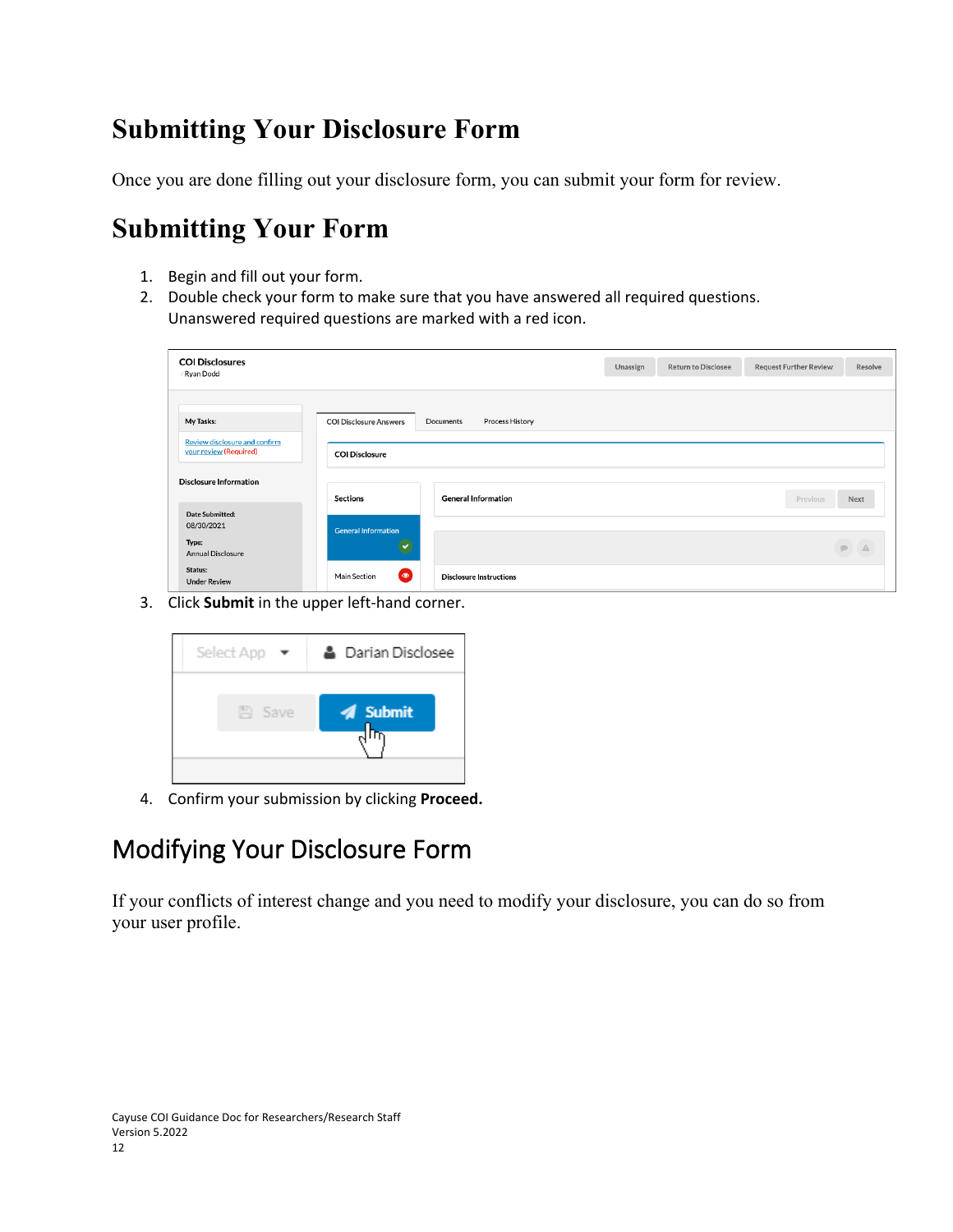# Submitting Your Disclosure Form

Once you are done filling out your disclosure form, you can submit your form for review.

## Submitting Your Form

1. Begin and fill out your form.
2. Double check your form to make sure that you have answered all required questions. Unanswered required questions are marked with a red icon.
3. Click **Submit** in the upper left-hand corner.
4. Confirm your submission by clicking **Proceed.**

## Modifying Your Disclosure Form

If your conflicts of interest change and you need to modify your disclosure, you can do so from your user profile.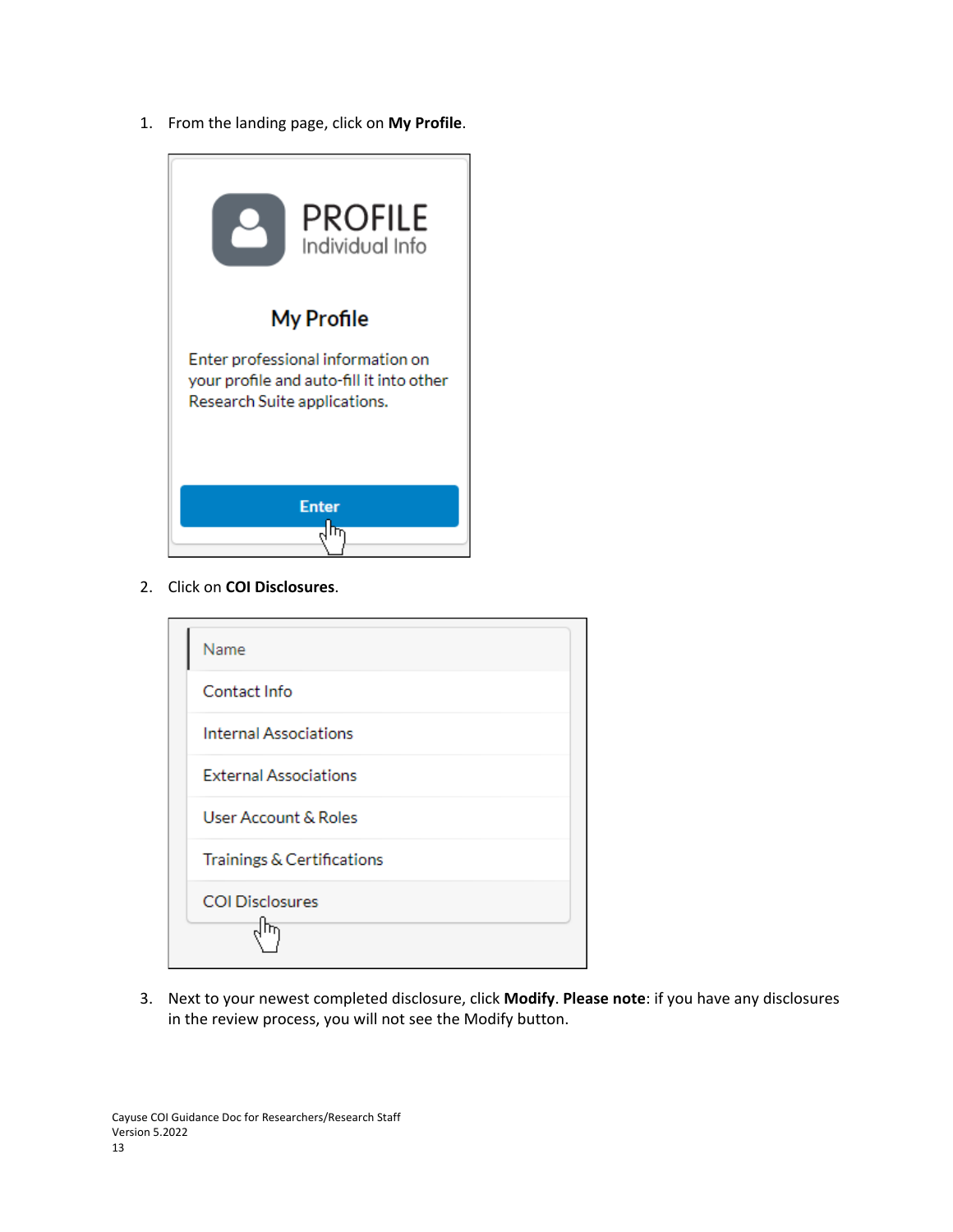1. From the landing page, click on **My Profile**.

2. Click on **COI Disclosures**.

3. Next to your newest completed disclosure, click **Modify**. **Please note**: if you have any disclosures in the review process, you will not see the Modify button.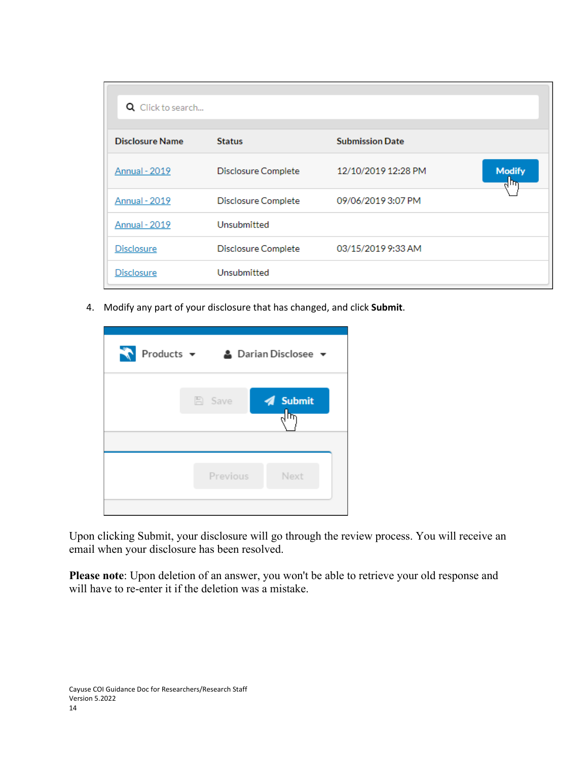| Disclosure Name | Status | Submission Date | |
|---|---|---|---|
| Annual - 2019 | Disclosure Complete | 12/10/2019 12:28 PM | Modify |
| Annual - 2019 | Disclosure Complete | 09/06/2019 3:07 PM | |
| Annual - 2019 | Unsubmitted | | |
| Disclosure | Disclosure Complete | 03/15/2019 9:33 AM | |
| Disclosure | Unsubmitted | | |

4. Modify any part of your disclosure that has changed, and click **Submit**.

Upon clicking Submit, your disclosure will go through the review process. You will receive an email when your disclosure has been resolved.

**Please note**: Upon deletion of an answer, you won't be able to retrieve your old response and will have to re-enter it if the deletion was a mistake.

Cayuse COI Guidance Doc for Researchers/Research Staff
Version 5.2022